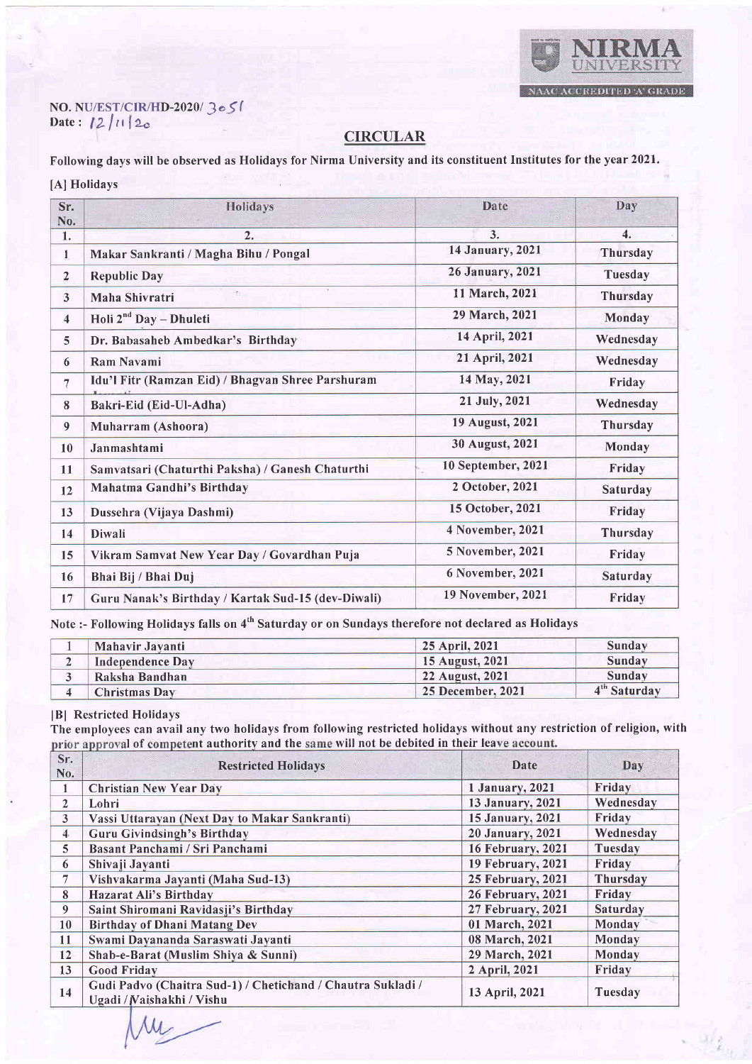NIRMA UNIVERSITY
NAAC ACCREDITED 'A' GRADE

NO. NU/EST/CIR/HD-2020/ 3051
Date : 12/11/20

## CIRCULAR

Following days will be observed as Holidays for Nirma University and its constituent Institutes for the year 2021.

[A] Holidays

| Sr. No. | Holidays | Date | Day |
|---|---|---|---|
| 1. | 2. | 3. | 4. |
| 1 | Makar Sankranti / Magha Bihu / Pongal | 14 January, 2021 | Thursday |
| 2 | Republic Day | 26 January, 2021 | Tuesday |
| 3 | Maha Shivratri | 11 March, 2021 | Thursday |
| 4 | Holi 2nd Day – Dhuleti | 29 March, 2021 | Monday |
| 5 | Dr. Babasaheb Ambedkar's Birthday | 14 April, 2021 | Wednesday |
| 6 | Ram Navami | 21 April, 2021 | Wednesday |
| 7 | Idu'l Fitr (Ramzan Eid) / Bhagvan Shree Parshuram Jayanti | 14 May, 2021 | Friday |
| 8 | Bakri-Eid (Eid-Ul-Adha) | 21 July, 2021 | Wednesday |
| 9 | Muharram (Ashoora) | 19 August, 2021 | Thursday |
| 10 | Janmashtami | 30 August, 2021 | Monday |
| 11 | Samvatsari (Chaturthi Paksha) / Ganesh Chaturthi | 10 September, 2021 | Friday |
| 12 | Mahatma Gandhi's Birthday | 2 October, 2021 | Saturday |
| 13 | Dussehra (Vijaya Dashmi) | 15 October, 2021 | Friday |
| 14 | Diwali | 4 November, 2021 | Thursday |
| 15 | Vikram Samvat New Year Day / Govardhan Puja | 5 November, 2021 | Friday |
| 16 | Bhai Bij / Bhai Duj | 6 November, 2021 | Saturday |
| 17 | Guru Nanak's Birthday / Kartak Sud-15 (dev-Diwali) | 19 November, 2021 | Friday |

Note :- Following Holidays falls on 4th Saturday or on Sundays therefore not declared as Holidays

| | | | |
|---|---|---|---|
| 1 | Mahavir Jayanti | 25 April, 2021 | Sunday |
| 2 | Independence Day | 15 August, 2021 | Sunday |
| 3 | Raksha Bandhan | 22 August, 2021 | Sunday |
| 4 | Christmas Day | 25 December, 2021 | 4th Saturday |

[B] Restricted Holidays

The employees can avail any two holidays from following restricted holidays without any restriction of religion, with prior approval of competent authority and the same will not be debited in their leave account.

| Sr. No. | Restricted Holidays | Date | Day |
|---|---|---|---|
| 1 | Christian New Year Day | 1 January, 2021 | Friday |
| 2 | Lohri | 13 January, 2021 | Wednesday |
| 3 | Vassi Uttarayan (Next Day to Makar Sankranti) | 15 January, 2021 | Friday |
| 4 | Guru Givindsingh's Birthday | 20 January, 2021 | Wednesday |
| 5 | Basant Panchami / Sri Panchami | 16 February, 2021 | Tuesday |
| 6 | Shivaji Jayanti | 19 February, 2021 | Friday |
| 7 | Vishvakarma Jayanti (Maha Sud-13) | 25 February, 2021 | Thursday |
| 8 | Hazarat Ali's Birthday | 26 February, 2021 | Friday |
| 9 | Saint Shiromani Ravidasji's Birthday | 27 February, 2021 | Saturday |
| 10 | Birthday of Dhani Matang Dev | 01 March, 2021 | Monday |
| 11 | Swami Dayananda Saraswati Jayanti | 08 March, 2021 | Monday |
| 12 | Shab-e-Barat (Muslim Shiya & Sunni) | 29 March, 2021 | Monday |
| 13 | Good Friday | 2 April, 2021 | Friday |
| 14 | Gudi Padvo (Chaitra Sud-1) / Chetichand / Chautra Sukladi / Ugadi / Vaishakhi / Vishu | 13 April, 2021 | Tuesday |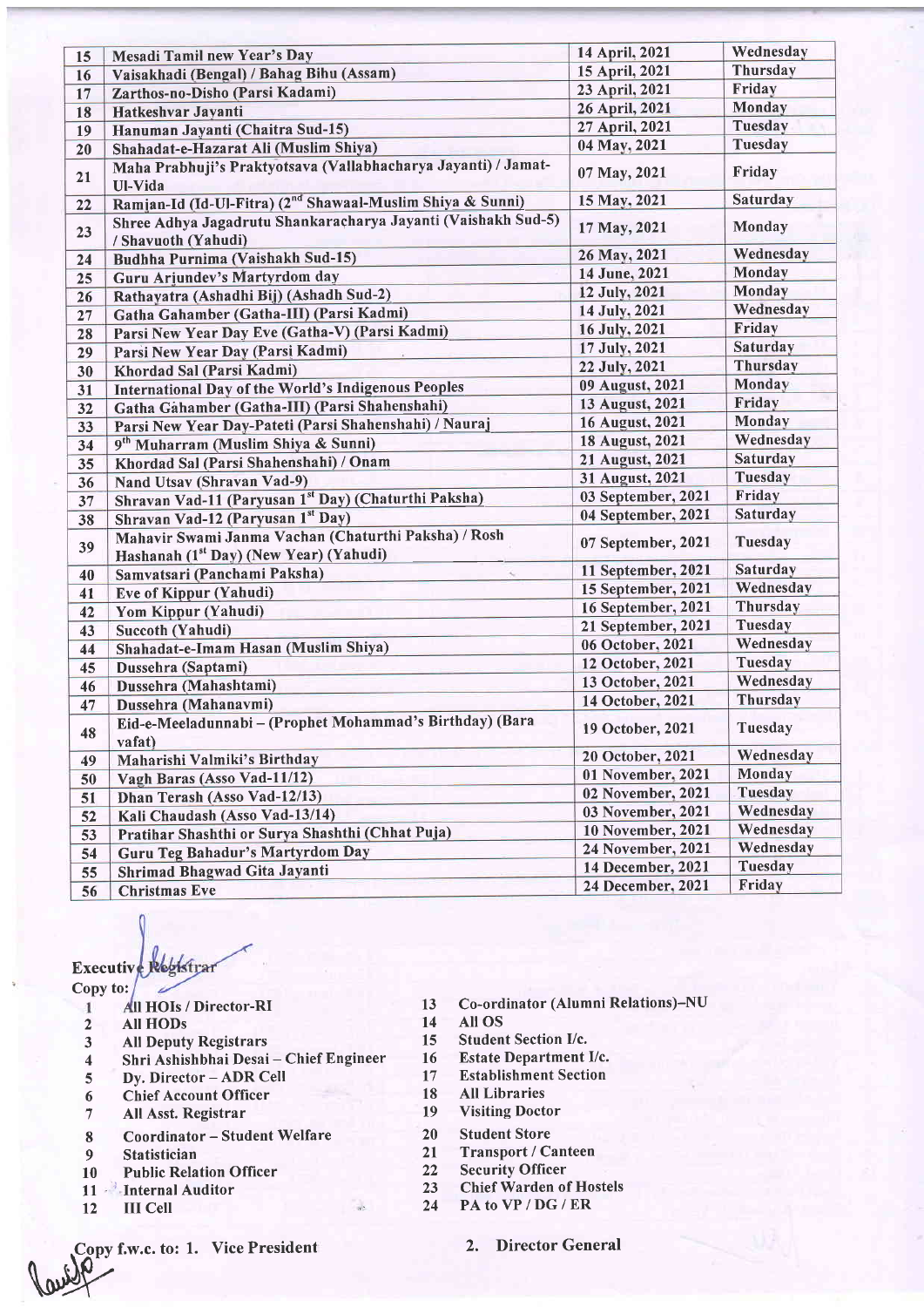| | | | |
|---|---|---|---|
| 15 | Mesadi Tamil new Year's Day | 14 April, 2021 | Wednesday |
| 16 | Vaisakhadi (Bengal) / Bahag Bihu (Assam) | 15 April, 2021 | Thursday |
| 17 | Zarthos-no-Disho (Parsi Kadami) | 23 April, 2021 | Friday |
| 18 | Hatkeshvar Jayanti | 26 April, 2021 | Monday |
| 19 | Hanuman Jayanti (Chaitra Sud-15) | 27 April, 2021 | Tuesday |
| 20 | Shahadat-e-Hazarat Ali (Muslim Shiya) | 04 May, 2021 | Tuesday |
| 21 | Maha Prabhuji's Praktyotsava (Vallabhacharya Jayanti) / Jamat-Ul-Vida | 07 May, 2021 | Friday |
| 22 | Ramjan-Id (Id-Ul-Fitra) (2nd Shawaal-Muslim Shiya & Sunni) | 15 May, 2021 | Saturday |
| 23 | Shree Adhya Jagadrutu Shankaracharya Jayanti (Vaishakh Sud-5) / Shavuoth (Yahudi) | 17 May, 2021 | Monday |
| 24 | Budhha Purnima (Vaishakh Sud-15) | 26 May, 2021 | Wednesday |
| 25 | Guru Arjundev's Martyrdom day | 14 June, 2021 | Monday |
| 26 | Rathayatra (Ashadhi Bij) (Ashadh Sud-2) | 12 July, 2021 | Monday |
| 27 | Gatha Gahamber (Gatha-III) (Parsi Kadmi) | 14 July, 2021 | Wednesday |
| 28 | Parsi New Year Day Eve (Gatha-V) (Parsi Kadmi) | 16 July, 2021 | Friday |
| 29 | Parsi New Year Day (Parsi Kadmi) | 17 July, 2021 | Saturday |
| 30 | Khordad Sal (Parsi Kadmi) | 22 July, 2021 | Thursday |
| 31 | International Day of the World's Indigenous Peoples | 09 August, 2021 | Monday |
| 32 | Gatha Gahamber (Gatha-III) (Parsi Shahenshahi) | 13 August, 2021 | Friday |
| 33 | Parsi New Year Day-Pateti (Parsi Shahenshahi) / Nauraj | 16 August, 2021 | Monday |
| 34 | 9th Muharram (Muslim Shiya & Sunni) | 18 August, 2021 | Wednesday |
| 35 | Khordad Sal (Parsi Shahenshahi) / Onam | 21 August, 2021 | Saturday |
| 36 | Nand Utsav (Shravan Vad-9) | 31 August, 2021 | Tuesday |
| 37 | Shravan Vad-11 (Paryusan 1st Day) (Chaturthi Paksha) | 03 September, 2021 | Friday |
| 38 | Shravan Vad-12 (Paryusan 1st Day) | 04 September, 2021 | Saturday |
| 39 | Mahavir Swami Janma Vachan (Chaturthi Paksha) / Rosh Hashanah (1st Day) (New Year) (Yahudi) | 07 September, 2021 | Tuesday |
| 40 | Samvatsari (Panchami Paksha) | 11 September, 2021 | Saturday |
| 41 | Eve of Kippur (Yahudi) | 15 September, 2021 | Wednesday |
| 42 | Yom Kippur (Yahudi) | 16 September, 2021 | Thursday |
| 43 | Succoth (Yahudi) | 21 September, 2021 | Tuesday |
| 44 | Shahadat-e-Imam Hasan (Muslim Shiya) | 06 October, 2021 | Wednesday |
| 45 | Dussehra (Saptami) | 12 October, 2021 | Tuesday |
| 46 | Dussehra (Mahashtami) | 13 October, 2021 | Wednesday |
| 47 | Dussehra (Mahanavmi) | 14 October, 2021 | Thursday |
| 48 | Eid-e-Meeladunnabi – (Prophet Mohammad's Birthday) (Bara vafat) | 19 October, 2021 | Tuesday |
| 49 | Maharishi Valmiki's Birthday | 20 October, 2021 | Wednesday |
| 50 | Vagh Baras (Asso Vad-11/12) | 01 November, 2021 | Monday |
| 51 | Dhan Terash (Asso Vad-12/13) | 02 November, 2021 | Tuesday |
| 52 | Kali Chaudash (Asso Vad-13/14) | 03 November, 2021 | Wednesday |
| 53 | Pratihar Shashthi or Surya Shashthi (Chhat Puja) | 10 November, 2021 | Wednesday |
| 54 | Guru Teg Bahadur's Martyrdom Day | 24 November, 2021 | Wednesday |
| 55 | Shrimad Bhagwad Gita Jayanti | 14 December, 2021 | Tuesday |
| 56 | Christmas Eve | 24 December, 2021 | Friday |

**Executive Registrar**

**Copy to:**

1. All HOIs / Director-RI
2. All HODs
3. All Deputy Registrars
4. Shri Ashishbhai Desai – Chief Engineer
5. Dy. Director – ADR Cell
6. Chief Account Officer
7. All Asst. Registrar
8. Coordinator – Student Welfare
9. Statistician
10. Public Relation Officer
11. Internal Auditor
12. III Cell
13. Co-ordinator (Alumni Relations)–NU
14. All OS
15. Student Section I/c.
16. Estate Department I/c.
17. Establishment Section
18. All Libraries
19. Visiting Doctor
20. Student Store
21. Transport / Canteen
22. Security Officer
23. Chief Warden of Hostels
24. PA to VP / DG / ER

**Copy f.w.c. to: 1. Vice President 2. Director General**